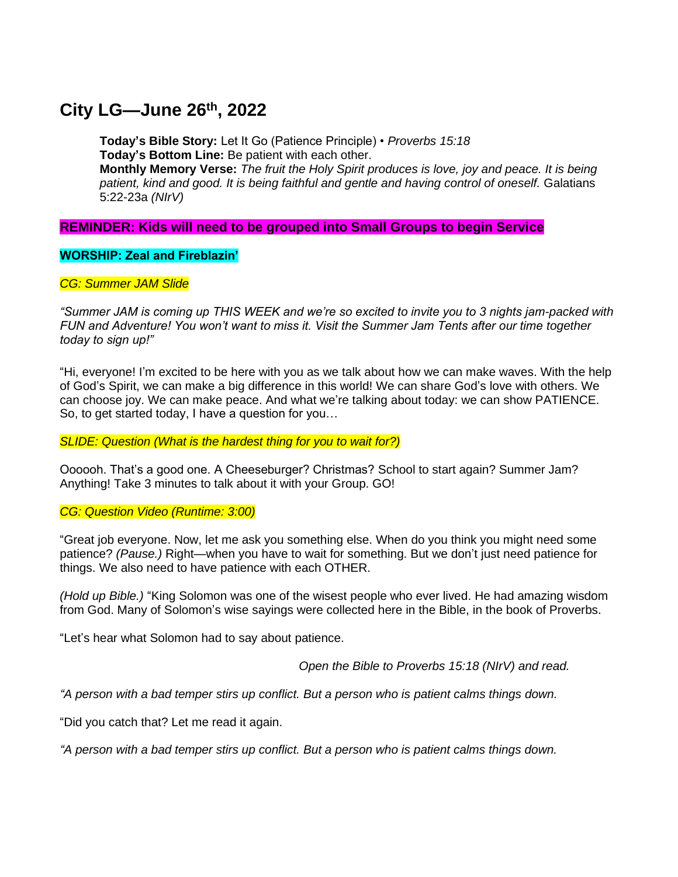# City LG—June 26th, 2022

**Today's Bible Story:** Let It Go (Patience Principle) • *Proverbs 15:18*
**Today's Bottom Line:** Be patient with each other.
**Monthly Memory Verse:** *The fruit the Holy Spirit produces is love, joy and peace. It is being patient, kind and good. It is being faithful and gentle and having control of oneself.* Galatians 5:22-23a *(NIrV)*

**REMINDER: Kids will need to be grouped into Small Groups to begin Service**

**WORSHIP: Zeal and Fireblazin'**

*CG: Summer JAM Slide*

*"Summer JAM is coming up THIS WEEK and we're so excited to invite you to 3 nights jam-packed with FUN and Adventure! You won't want to miss it. Visit the Summer Jam Tents after our time together today to sign up!"*

"Hi, everyone! I'm excited to be here with you as we talk about how we can make waves. With the help of God's Spirit, we can make a big difference in this world! We can share God's love with others. We can choose joy. We can make peace. And what we're talking about today: we can show PATIENCE. So, to get started today, I have a question for you…

*SLIDE: Question (What is the hardest thing for you to wait for?)*

Oooooh. That's a good one. A Cheeseburger? Christmas? School to start again? Summer Jam? Anything! Take 3 minutes to talk about it with your Group. GO!

*CG: Question Video (Runtime: 3:00)*

"Great job everyone. Now, let me ask you something else. When do you think you might need some patience? *(Pause.)* Right—when you have to wait for something. But we don't just need patience for things. We also need to have patience with each OTHER.

*(Hold up Bible.)* "King Solomon was one of the wisest people who ever lived. He had amazing wisdom from God. Many of Solomon's wise sayings were collected here in the Bible, in the book of Proverbs.

"Let's hear what Solomon had to say about patience.

*Open the Bible to Proverbs 15:18 (NIrV) and read.*

*"A person with a bad temper stirs up conflict. But a person who is patient calms things down.*

"Did you catch that? Let me read it again.

*"A person with a bad temper stirs up conflict. But a person who is patient calms things down.*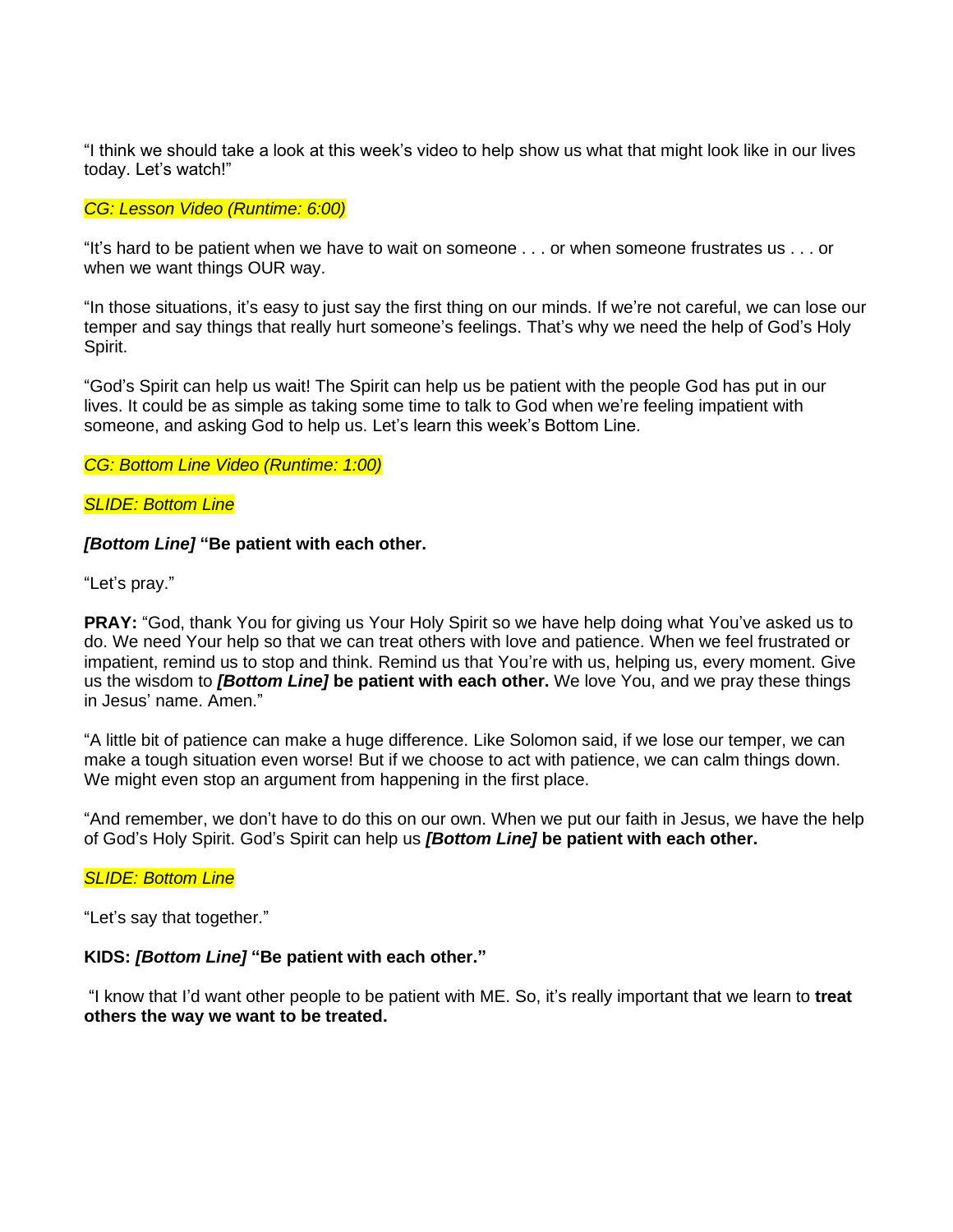"I think we should take a look at this week's video to help show us what that might look like in our lives today. Let's watch!"

*CG: Lesson Video (Runtime: 6:00)*

"It's hard to be patient when we have to wait on someone . . . or when someone frustrates us . . . or when we want things OUR way.

"In those situations, it's easy to just say the first thing on our minds. If we're not careful, we can lose our temper and say things that really hurt someone's feelings. That's why we need the help of God's Holy Spirit.

"God's Spirit can help us wait! The Spirit can help us be patient with the people God has put in our lives. It could be as simple as taking some time to talk to God when we're feeling impatient with someone, and asking God to help us. Let's learn this week's Bottom Line.

*CG: Bottom Line Video (Runtime: 1:00)*

*SLIDE: Bottom Line*

***[Bottom Line]*** **"Be patient with each other.**

"Let's pray."

**PRAY:** "God, thank You for giving us Your Holy Spirit so we have help doing what You've asked us to do. We need Your help so that we can treat others with love and patience. When we feel frustrated or impatient, remind us to stop and think. Remind us that You're with us, helping us, every moment. Give us the wisdom to ***[Bottom Line]*** **be patient with each other.** We love You, and we pray these things in Jesus' name. Amen."

"A little bit of patience can make a huge difference. Like Solomon said, if we lose our temper, we can make a tough situation even worse! But if we choose to act with patience, we can calm things down. We might even stop an argument from happening in the first place.

"And remember, we don't have to do this on our own. When we put our faith in Jesus, we have the help of God's Holy Spirit. God's Spirit can help us ***[Bottom Line]*** **be patient with each other.**

*SLIDE: Bottom Line*

"Let's say that together."

**KIDS: *[Bottom Line]* "Be patient with each other."**

"I know that I'd want other people to be patient with ME. So, it's really important that we learn to **treat others the way we want to be treated.**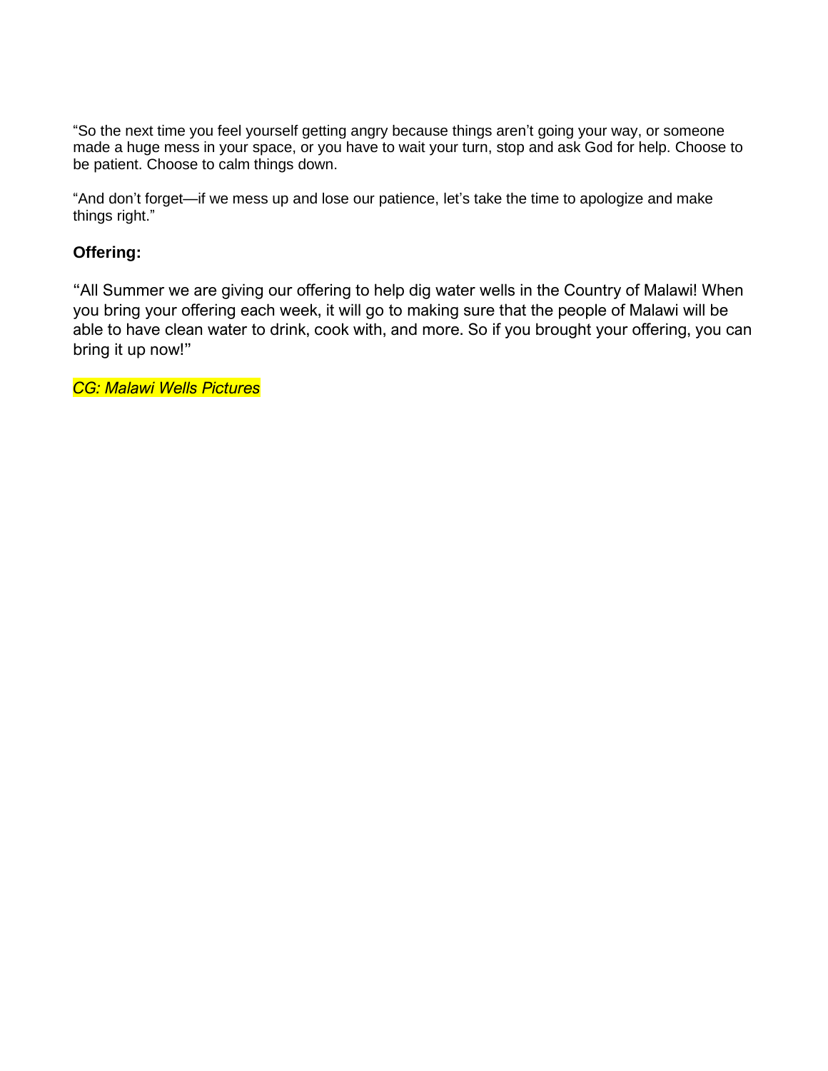"So the next time you feel yourself getting angry because things aren't going your way, or someone made a huge mess in your space, or you have to wait your turn, stop and ask God for help. Choose to be patient. Choose to calm things down.

"And don't forget—if we mess up and lose our patience, let's take the time to apologize and make things right."

**Offering:**

"All Summer we are giving our offering to help dig water wells in the Country of Malawi! When you bring your offering each week, it will go to making sure that the people of Malawi will be able to have clean water to drink, cook with, and more. So if you brought your offering, you can bring it up now!"

*CG: Malawi Wells Pictures*